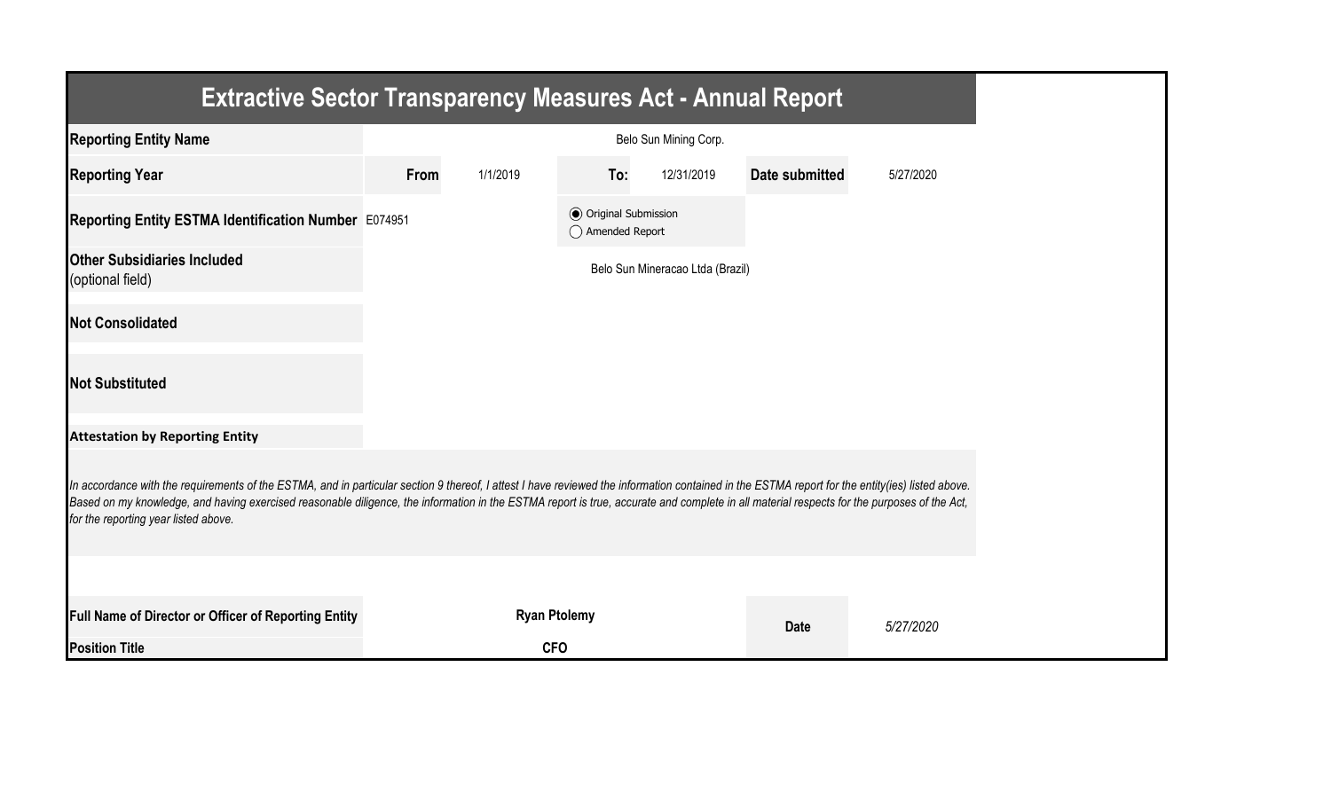# Extractive Sector Transparency Measures Act - Annual Report

| | | | | | | |
|---|---|---|---|---|---|---|
| **Reporting Entity Name** | Belo Sun Mining Corp. | | | | | |
| **Reporting Year** | **From** | 1/1/2019 | **To:** | 12/31/2019 | **Date submitted** | 5/27/2020 |
| **Reporting Entity ESTMA Identification Number** | E074951 | | ◉ Original Submission ◯ Amended Report | | | |
| **Other Subsidiaries Included** (optional field) | Belo Sun Mineracao Ltda (Brazil) | | | | | |
| **Not Consolidated** | | | | | | |
| **Not Substituted** | | | | | | |

**Attestation by Reporting Entity**

*In accordance with the requirements of the ESTMA, and in particular section 9 thereof, I attest I have reviewed the information contained in the ESTMA report for the entity(ies) listed above. Based on my knowledge, and having exercised reasonable diligence, the information in the ESTMA report is true, accurate and complete in all material respects for the purposes of the Act, for the reporting year listed above.*

| | | | |
|---|---|---|---|
| **Full Name of Director or Officer of Reporting Entity** | **Ryan Ptolemy** | **Date** | *5/27/2020* |
| **Position Title** | **CFO** | | |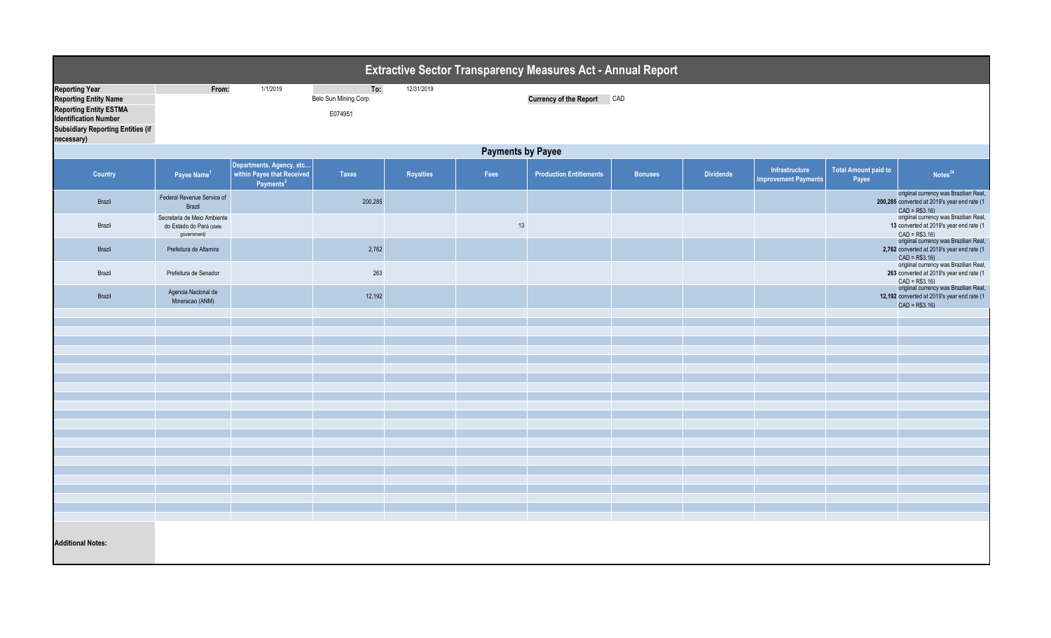# Extractive Sector Transparency Measures Act - Annual Report

| | | | | |
|---|---|---|---|---|
| **Reporting Year** | From: | 1/1/2019 | To: | 12/31/2019 |
| **Reporting Entity Name** | | Belo Sun Mining Corp. | **Currency of the Report** | CAD |
| **Reporting Entity ESTMA Identification Number** | | E074951 | | |
| **Subsidiary Reporting Entities (if necessary)** | | | | |

## Payments by Payee

| Country | Payee Name[1] | Departments, Agency, etc... within Payee that Received Payments[2] | Taxes | Royalties | Fees | Production Entitlements | Bonuses | Dividends | Infrastructure Improvement Payments | Total Amount paid to Payee | Notes[34] |
|---|---|---|---|---|---|---|---|---|---|---|---|
| Brazil | Federal Revenue Service of Brazil | | 200,285 | | | | | | | 200,285 | original currency was Brazilian Real, converted at 2019's year end rate (1 CAD = R$3.16) |
| Brazil | Secretaria de Meio Ambiente do Estado do Pará (state government) | | | | 13 | | | | | 13 | original currency was Brazilian Real, converted at 2019's year end rate (1 CAD = R$3.16) |
| Brazil | Prefeitura de Altamira | | 2,762 | | | | | | | 2,762 | original currency was Brazilian Real, converted at 2019's year end rate (1 CAD = R$3.16) |
| Brazil | Prefeitura de Senador | | 263 | | | | | | | 263 | original currency was Brazilian Real, converted at 2019's year end rate (1 CAD = R$3.16) |
| Brazil | Agencia Nacional de Mineracao (ANM) | | 12,192 | | | | | | | 12,192 | original currency was Brazilian Real, converted at 2019's year end rate (1 CAD = R$3.16) |

**Additional Notes:**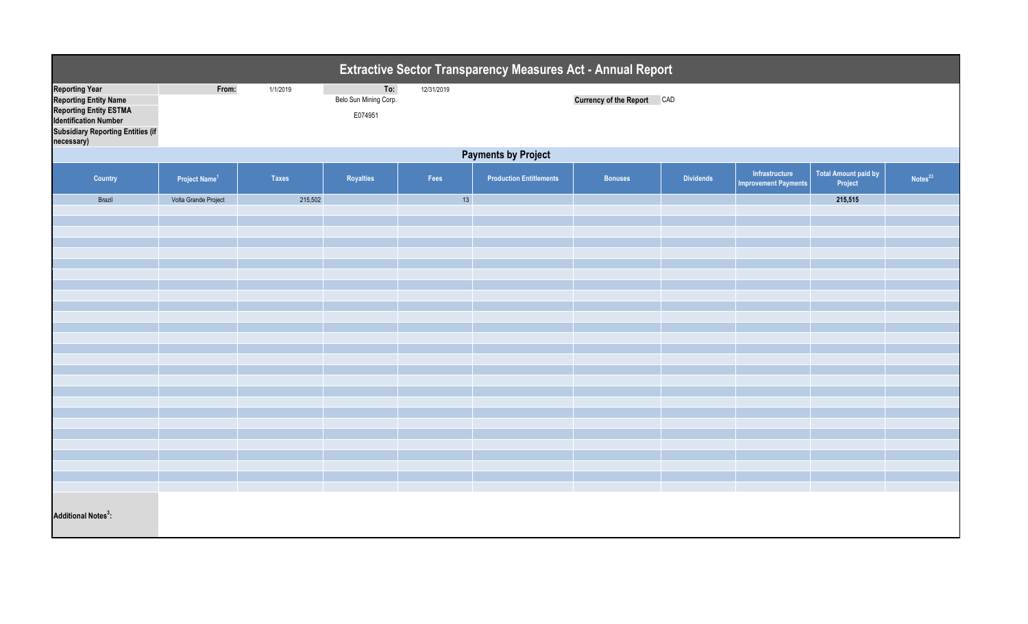# Extractive Sector Transparency Measures Act - Annual Report

| | | | | | |
|---|---|---|---|---|---|
| **Reporting Year** | **From:** | 1/1/2019 | **To:** | 12/31/2019 | |
| **Reporting Entity Name** | | | Belo Sun Mining Corp. | | **Currency of the Report** CAD |
| **Reporting Entity ESTMA Identification Number** | | | E074951 | | |
| **Subsidiary Reporting Entities (if necessary)** | | | | | |

## Payments by Project

| Country | Project Name[1] | Taxes | Royalties | Fees | Production Entitlements | Bonuses | Dividends | Infrastructure Improvement Payments | Total Amount paid by Project | Notes[23] |
|---|---|---|---|---|---|---|---|---|---|---|
| Brazil | Volta Grande Project | 215,502 | | 13 | | | | | **215,515** | |

**Additional Notes[3]:**